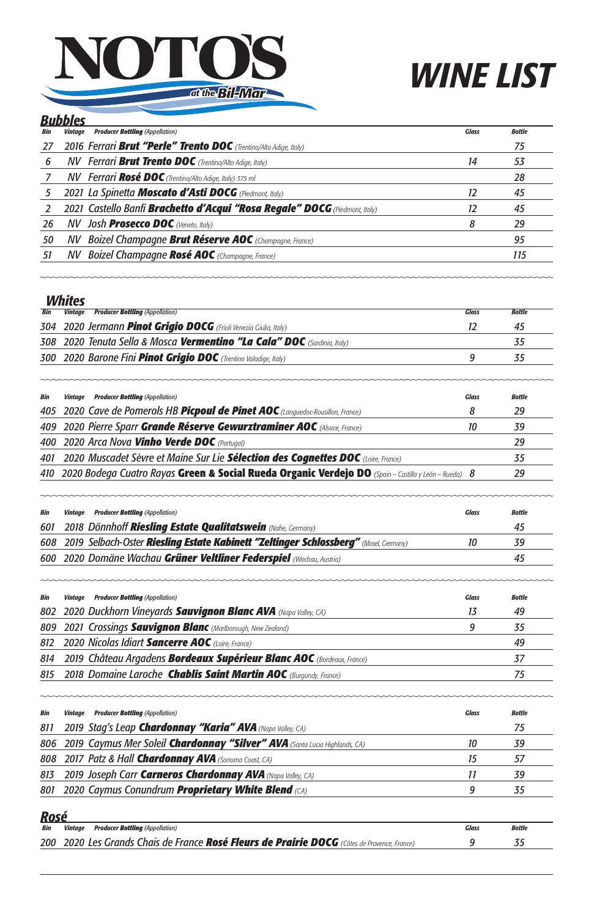# NOTO'S at the Bil-Mar

# WINE LIST

## Bubbles

| Bin | Vintage | Producer Bottling (Appellation) | Glass | Bottle |
|---|---|---|---|---|
| 27 | 2016 | Ferrari **Brut "Perle" Trento DOC** (Trentino/Alto Adige, Italy) | | 75 |
| 6 | NV | Ferrari **Brut Trento DOC** (Trentino/Alto Adige, Italy) | 14 | 53 |
| 7 | NV | Ferrari **Rosé DOC** (Trentino/Alto Adige, Italy) 375 ml | | 28 |
| 5 | 2021 | La Spinetta **Moscato d'Asti DOCG** (Piedmont, Italy) | 12 | 45 |
| 2 | 2021 | Castello Banfi **Brachetto d'Acqui "Rosa Regale" DOCG** (Piedmont, Italy) | 12 | 45 |
| 26 | NV | Josh **Prosecco DOC** (Veneto, Italy) | 8 | 29 |
| 50 | NV | Boizel Champagne **Brut Réserve AOC** (Champagne, France) | | 95 |
| 51 | NV | Boizel Champagne **Rosé AOC** (Champagne, France) | | 115 |

## Whites

| Bin | Vintage | Producer Bottling (Appellation) | Glass | Bottle |
|---|---|---|---|---|
| 304 | 2020 | Jermann **Pinot Grigio DOCG** (Friuli Venezia Giulia, Italy) | 12 | 45 |
| 308 | 2020 | Tenuta Sella & Mosca **Vermentino "La Cala" DOC** (Sardinia, Italy) | | 35 |
| 300 | 2020 | Barone Fini **Pinot Grigio DOC** (Trentino Valadige, Italy) | 9 | 35 |

| Bin | Vintage | Producer Bottling (Appellation) | Glass | Bottle |
|---|---|---|---|---|
| 405 | 2020 | Cave de Pomerols HB **Picpoul de Pinet AOC** (Languedoc-Rousillon, France) | 8 | 29 |
| 409 | 2020 | Pierre Sparr **Grande Réserve Gewurztraminer AOC** (Alsace, France) | 10 | 39 |
| 400 | 2020 | Arca Nova **Vinho Verde DOC** (Portugal) | | 29 |
| 401 | 2020 | Muscadet Sèvre et Maine Sur Lie **Sélection des Cognettes DOC** (Loire, France) | | 35 |
| 410 | 2020 | Bodega Cuatro Rayas **Green & Social Rueda Organic Verdejo DO** (Spain – Castilla y León – Rueda) | 8 | 29 |

| Bin | Vintage | Producer Bottling (Appellation) | Glass | Bottle |
|---|---|---|---|---|
| 601 | 2018 | Dönnhoff **Riesling Estate Qualitatswein** (Nahe, Germany) | | 45 |
| 608 | 2019 | Selbach-Oster **Riesling Estate Kabinett "Zeltinger Schlossberg"** (Mosel, Germany) | 10 | 39 |
| 600 | 2020 | Domäne Wachau **Grüner Veltliner Federspiel** (Wachau, Austria) | | 45 |

| Bin | Vintage | Producer Bottling (Appellation) | Glass | Bottle |
|---|---|---|---|---|
| 802 | 2020 | Duckhorn Vineyards **Sauvignon Blanc AVA** (Napa Valley, CA) | 13 | 49 |
| 809 | 2021 | Crossings **Sauvignon Blanc** (Marlborough, New Zealand) | 9 | 35 |
| 812 | 2020 | Nicolas Idiart **Sancerre AOC** (Loire, France) | | 49 |
| 814 | 2019 | Château Argadens **Bordeaux Supérieur Blanc AOC** (Bordeaux, France) | | 37 |
| 815 | 2018 | Domaine Laroche **Chablis Saint Martin AOC** (Burgundy, France) | | 75 |

| Bin | Vintage | Producer Bottling (Appellation) | Glass | Bottle |
|---|---|---|---|---|
| 811 | 2019 | Stag's Leap **Chardonnay "Karia" AVA** (Napa Valley, CA) | | 75 |
| 806 | 2019 | Caymus Mer Soleil **Chardonnay "Silver" AVA** (Santa Lucia Highlands, CA) | 10 | 39 |
| 808 | 2017 | Patz & Hall **Chardonnay AVA** (Sonoma Coast, CA) | 15 | 57 |
| 813 | 2019 | Joseph Carr **Carneros Chardonnay AVA** (Napa Valley, CA) | 11 | 39 |
| 801 | 2020 | Caymus Conundrum **Proprietary White Blend** (CA) | 9 | 35 |

## Rosé

| Bin | Vintage | Producer Bottling (Appellation) | Glass | Bottle |
|---|---|---|---|---|
| 200 | 2020 | Les Grands Chais de France **Rosé Fleurs de Prairie DOCG** (Côtes de Provence, France) | 9 | 35 |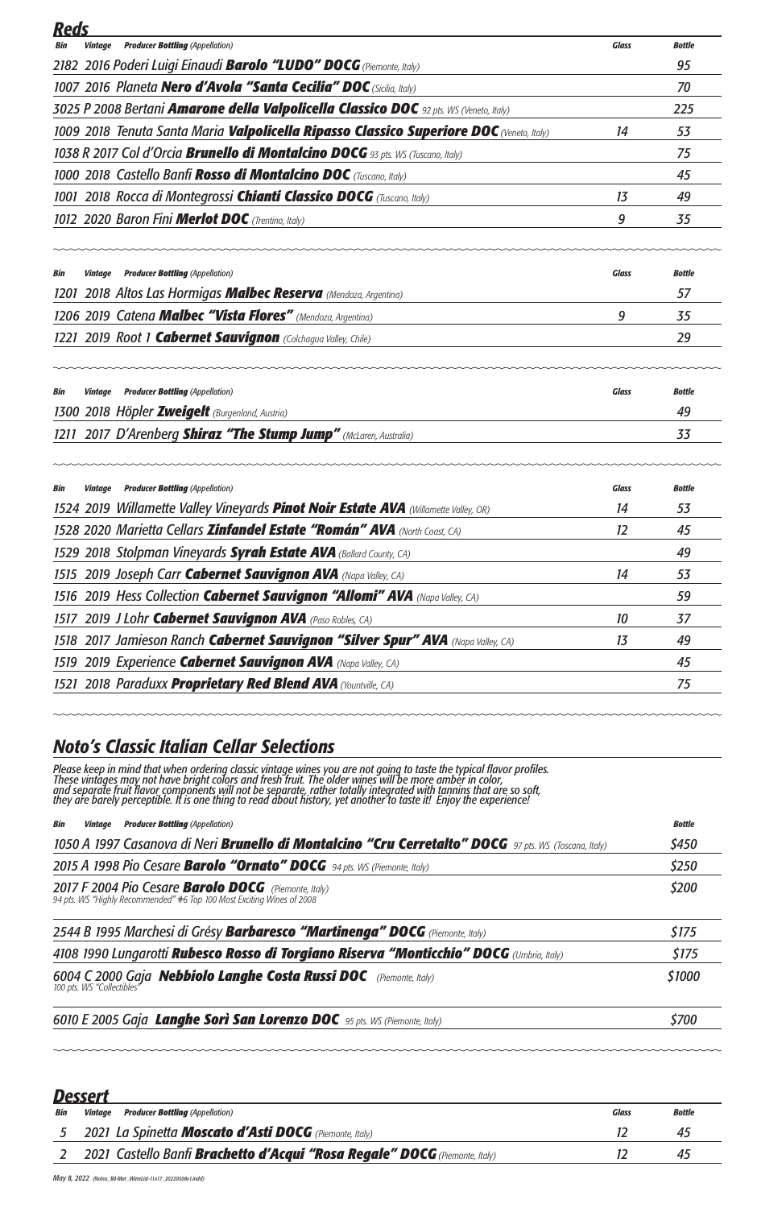## Reds

| Bin | Vintage | Producer Bottling (Appellation) | Glass | Bottle |
|---|---|---|---|---|
| 2182 | 2016 | Poderi Luigi Einaudi **Barolo "LUDO" DOCG** (Piemonte, Italy) | | 95 |
| 1007 | 2016 | Planeta **Nero d'Avola "Santa Cecilia" DOC** (Sicilia, Italy) | | 70 |
| 3025 P | 2008 | Bertani **Amarone della Valpolicella Classico DOC** 92 pts. WS (Veneto, Italy) | | 225 |
| 1009 | 2018 | Tenuta Santa Maria **Valpolicella Ripasso Classico Superiore DOC** (Veneto, Italy) | 14 | 53 |
| 1038 R | 2017 | Col d'Orcia **Brunello di Montalcino DOCG** 93 pts. WS (Tuscano, Italy) | | 75 |
| 1000 | 2018 | Castello Banfi **Rosso di Montalcino DOC** (Tuscano, Italy) | | 45 |
| 1001 | 2018 | Rocca di Montegrossi **Chianti Classico DOCG** (Tuscano, Italy) | 13 | 49 |
| 1012 | 2020 | Baron Fini **Merlot DOC** (Trentino, Italy) | 9 | 35 |

| Bin | Vintage | Producer Bottling (Appellation) | Glass | Bottle |
|---|---|---|---|---|
| 1201 | 2018 | Altos Las Hormigas **Malbec Reserva** (Mendoza, Argentina) | | 57 |
| 1206 | 2019 | Catena **Malbec "Vista Flores"** (Mendoza, Argentina) | 9 | 35 |
| 1221 | 2019 | Root 1 **Cabernet Sauvignon** (Colchagua Valley, Chile) | | 29 |

| Bin | Vintage | Producer Bottling (Appellation) | Glass | Bottle |
|---|---|---|---|---|
| 1300 | 2018 | Höpler **Zweigelt** (Burgenland, Austria) | | 49 |
| 1211 | 2017 | D'Arenberg **Shiraz "The Stump Jump"** (McLaren, Australia) | | 33 |

| Bin | Vintage | Producer Bottling (Appellation) | Glass | Bottle |
|---|---|---|---|---|
| 1524 | 2019 | Willamette Valley Vineyards **Pinot Noir Estate AVA** (Willamette Valley, OR) | 14 | 53 |
| 1528 | 2020 | Marietta Cellars **Zinfandel Estate "Román" AVA** (North Coast, CA) | 12 | 45 |
| 1529 | 2018 | Stolpman Vineyards **Syrah Estate AVA** (Ballard County, CA) | | 49 |
| 1515 | 2019 | Joseph Carr **Cabernet Sauvignon AVA** (Napa Valley, CA) | 14 | 53 |
| 1516 | 2019 | Hess Collection **Cabernet Sauvignon "Allomi" AVA** (Napa Valley, CA) | | 59 |
| 1517 | 2019 | J Lohr **Cabernet Sauvignon AVA** (Paso Robles, CA) | 10 | 37 |
| 1518 | 2017 | Jamieson Ranch **Cabernet Sauvignon "Silver Spur" AVA** (Napa Valley, CA) | 13 | 49 |
| 1519 | 2019 | Experience **Cabernet Sauvignon AVA** (Napa Valley, CA) | | 45 |
| 1521 | 2018 | Paraduxx **Proprietary Red Blend AVA** (Yountville, CA) | | 75 |

## Noto's Classic Italian Cellar Selections

*Please keep in mind that when ordering classic vintage wines you are not going to taste the typical flavor profiles. These vintages may not have bright colors and fresh fruit. The older wines will be more amber in color, and separate fruit flavor components will not be separate, rather totally integrated with tannins that are so soft, they are barely perceptible. It is one thing to read about history, yet another to taste it! Enjoy the experience!*

| Bin | Vintage | Producer Bottling (Appellation) | Bottle |
|---|---|---|---|
| 1050 A | 1997 | Casanova di Neri **Brunello di Montalcino "Cru Cerretalto" DOCG** 97 pts. WS (Toscana, Italy) | $450 |
| 2015 A | 1998 | Pio Cesare **Barolo "Ornato" DOCG** 94 pts. WS (Piemonte, Italy) | $250 |
| 2017 F | 2004 | Pio Cesare **Barolo DOCG** (Piemonte, Italy) 94 pts. WS "Highly Recommended" #6 Top 100 Most Exciting Wines of 2008 | $200 |
| 2544 B | 1995 | Marchesi di Grésy **Barbaresco "Martinenga" DOCG** (Piemonte, Italy) | $175 |
| 4108 | 1990 | Lungarotti **Rubesco Rosso di Torgiano Riserva "Monticchio" DOCG** (Umbria, Italy) | $175 |
| 6004 C | 2000 | Gaja **Nebbiolo Langhe Costa Russi DOC** (Piemonte, Italy) 100 pts. WS "Collectibles" | $1000 |
| 6010 E | 2005 | Gaja **Langhe Sorì San Lorenzo DOC** 95 pts. WS (Piemonte, Italy) | $700 |

## Dessert

| Bin | Vintage | Producer Bottling (Appellation) | Glass | Bottle |
|---|---|---|---|---|
| 5 | 2021 | La Spinetta **Moscato d'Asti DOCG** (Piemonte, Italy) | 12 | 45 |
| 2 | 2021 | Castello Banfi **Brachetto d'Acqui "Rosa Regale" DOCG** (Piemonte, Italy) | 12 | 45 |

May 8, 2022 (Notos_Bil-Mar_WineList-11x17_20220508v1.indd)